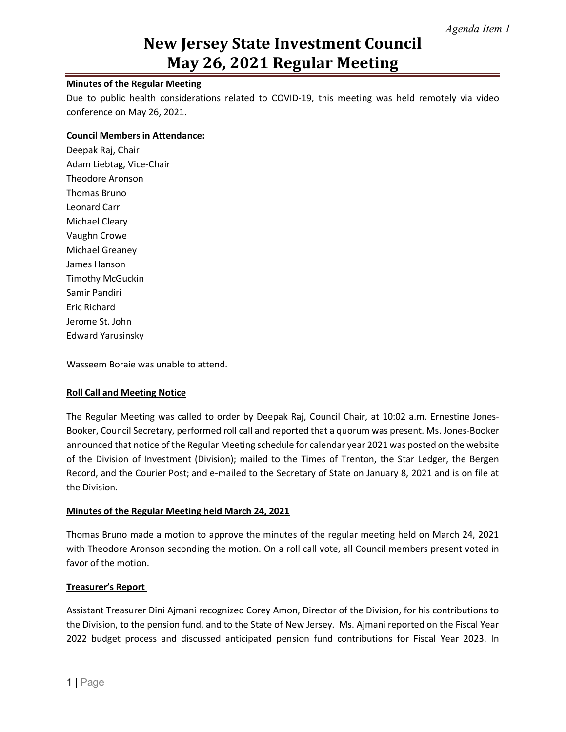*Agenda Item 1*

# New Jersey State Investment Council
# May 26, 2021 Regular Meeting

**Minutes of the Regular Meeting**

Due to public health considerations related to COVID-19, this meeting was held remotely via video conference on May 26, 2021.

**Council Members in Attendance:**

Deepak Raj, Chair
Adam Liebtag, Vice-Chair
Theodore Aronson
Thomas Bruno
Leonard Carr
Michael Cleary
Vaughn Crowe
Michael Greaney
James Hanson
Timothy McGuckin
Samir Pandiri
Eric Richard
Jerome St. John
Edward Yarusinsky

Wasseem Boraie was unable to attend.

**Roll Call and Meeting Notice**

The Regular Meeting was called to order by Deepak Raj, Council Chair, at 10:02 a.m. Ernestine Jones-Booker, Council Secretary, performed roll call and reported that a quorum was present. Ms. Jones-Booker announced that notice of the Regular Meeting schedule for calendar year 2021 was posted on the website of the Division of Investment (Division); mailed to the Times of Trenton, the Star Ledger, the Bergen Record, and the Courier Post; and e-mailed to the Secretary of State on January 8, 2021 and is on file at the Division.

**Minutes of the Regular Meeting held March 24, 2021**

Thomas Bruno made a motion to approve the minutes of the regular meeting held on March 24, 2021 with Theodore Aronson seconding the motion. On a roll call vote, all Council members present voted in favor of the motion.

**Treasurer's Report**

Assistant Treasurer Dini Ajmani recognized Corey Amon, Director of the Division, for his contributions to the Division, to the pension fund, and to the State of New Jersey. Ms. Ajmani reported on the Fiscal Year 2022 budget process and discussed anticipated pension fund contributions for Fiscal Year 2023. In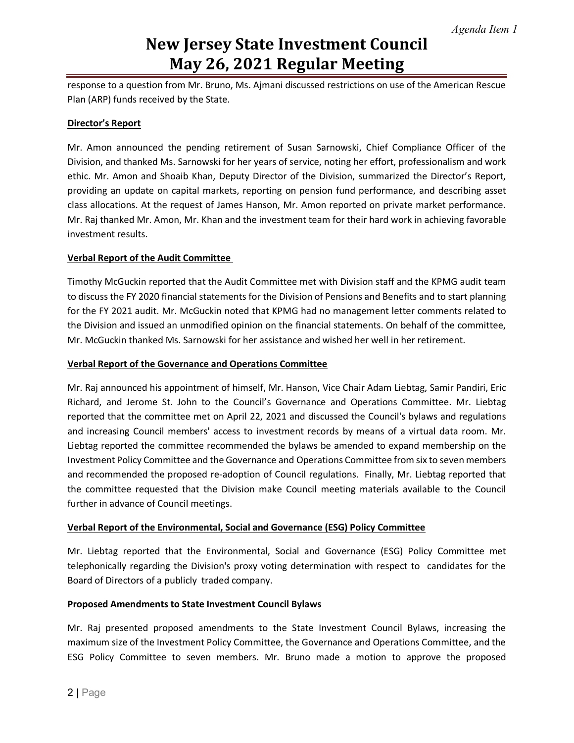response to a question from Mr. Bruno, Ms. Ajmani discussed restrictions on use of the American Rescue Plan (ARP) funds received by the State.

**Director's Report**

Mr. Amon announced the pending retirement of Susan Sarnowski, Chief Compliance Officer of the Division, and thanked Ms. Sarnowski for her years of service, noting her effort, professionalism and work ethic. Mr. Amon and Shoaib Khan, Deputy Director of the Division, summarized the Director's Report, providing an update on capital markets, reporting on pension fund performance, and describing asset class allocations. At the request of James Hanson, Mr. Amon reported on private market performance. Mr. Raj thanked Mr. Amon, Mr. Khan and the investment team for their hard work in achieving favorable investment results.

**Verbal Report of the Audit Committee**

Timothy McGuckin reported that the Audit Committee met with Division staff and the KPMG audit team to discuss the FY 2020 financial statements for the Division of Pensions and Benefits and to start planning for the FY 2021 audit. Mr. McGuckin noted that KPMG had no management letter comments related to the Division and issued an unmodified opinion on the financial statements. On behalf of the committee, Mr. McGuckin thanked Ms. Sarnowski for her assistance and wished her well in her retirement.

**Verbal Report of the Governance and Operations Committee**

Mr. Raj announced his appointment of himself, Mr. Hanson, Vice Chair Adam Liebtag, Samir Pandiri, Eric Richard, and Jerome St. John to the Council's Governance and Operations Committee. Mr. Liebtag reported that the committee met on April 22, 2021 and discussed the Council's bylaws and regulations and increasing Council members' access to investment records by means of a virtual data room. Mr. Liebtag reported the committee recommended the bylaws be amended to expand membership on the Investment Policy Committee and the Governance and Operations Committee from six to seven members and recommended the proposed re-adoption of Council regulations. Finally, Mr. Liebtag reported that the committee requested that the Division make Council meeting materials available to the Council further in advance of Council meetings.

**Verbal Report of the Environmental, Social and Governance (ESG) Policy Committee**

Mr. Liebtag reported that the Environmental, Social and Governance (ESG) Policy Committee met telephonically regarding the Division's proxy voting determination with respect to candidates for the Board of Directors of a publicly traded company.

**Proposed Amendments to State Investment Council Bylaws**

Mr. Raj presented proposed amendments to the State Investment Council Bylaws, increasing the maximum size of the Investment Policy Committee, the Governance and Operations Committee, and the ESG Policy Committee to seven members. Mr. Bruno made a motion to approve the proposed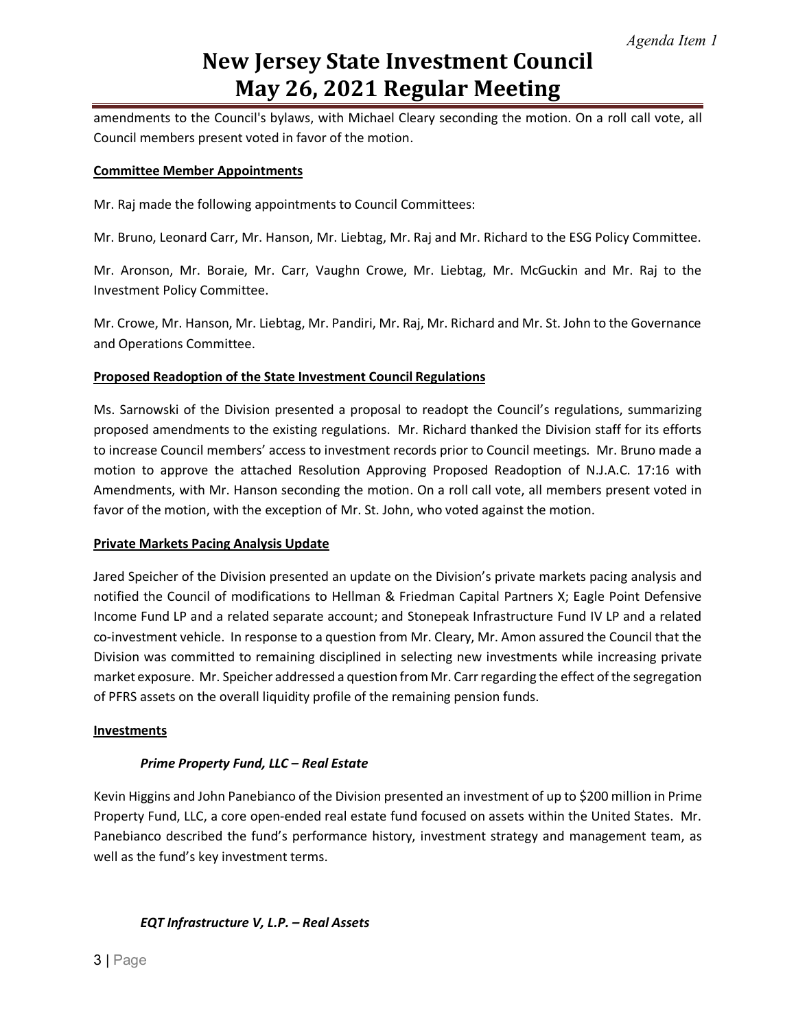amendments to the Council's bylaws, with Michael Cleary seconding the motion. On a roll call vote, all Council members present voted in favor of the motion.

**Committee Member Appointments**

Mr. Raj made the following appointments to Council Committees:

Mr. Bruno, Leonard Carr, Mr. Hanson, Mr. Liebtag, Mr. Raj and Mr. Richard to the ESG Policy Committee.

Mr. Aronson, Mr. Boraie, Mr. Carr, Vaughn Crowe, Mr. Liebtag, Mr. McGuckin and Mr. Raj to the Investment Policy Committee.

Mr. Crowe, Mr. Hanson, Mr. Liebtag, Mr. Pandiri, Mr. Raj, Mr. Richard and Mr. St. John to the Governance and Operations Committee.

**Proposed Readoption of the State Investment Council Regulations**

Ms. Sarnowski of the Division presented a proposal to readopt the Council's regulations, summarizing proposed amendments to the existing regulations. Mr. Richard thanked the Division staff for its efforts to increase Council members' access to investment records prior to Council meetings. Mr. Bruno made a motion to approve the attached Resolution Approving Proposed Readoption of N.J.A.C. 17:16 with Amendments, with Mr. Hanson seconding the motion. On a roll call vote, all members present voted in favor of the motion, with the exception of Mr. St. John, who voted against the motion.

**Private Markets Pacing Analysis Update**

Jared Speicher of the Division presented an update on the Division's private markets pacing analysis and notified the Council of modifications to Hellman & Friedman Capital Partners X; Eagle Point Defensive Income Fund LP and a related separate account; and Stonepeak Infrastructure Fund IV LP and a related co-investment vehicle. In response to a question from Mr. Cleary, Mr. Amon assured the Council that the Division was committed to remaining disciplined in selecting new investments while increasing private market exposure. Mr. Speicher addressed a question from Mr. Carr regarding the effect of the segregation of PFRS assets on the overall liquidity profile of the remaining pension funds.

**Investments**

***Prime Property Fund, LLC – Real Estate***

Kevin Higgins and John Panebianco of the Division presented an investment of up to $200 million in Prime Property Fund, LLC, a core open-ended real estate fund focused on assets within the United States. Mr. Panebianco described the fund's performance history, investment strategy and management team, as well as the fund's key investment terms.

***EQT Infrastructure V, L.P. – Real Assets***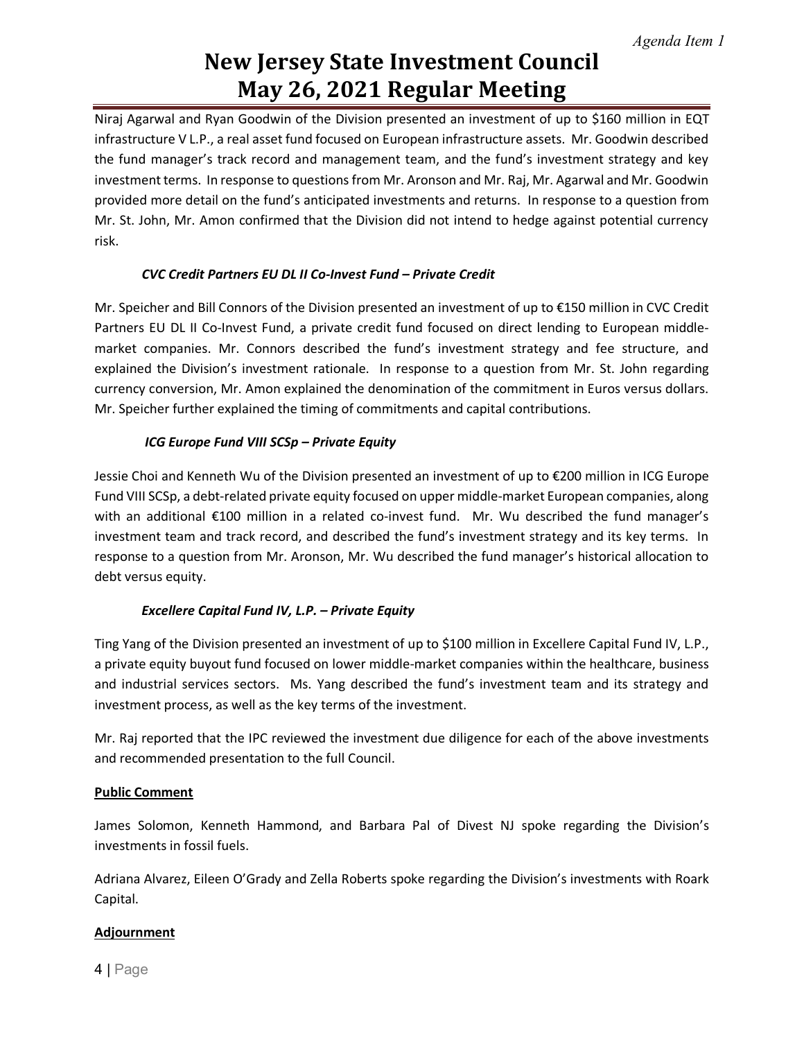Niraj Agarwal and Ryan Goodwin of the Division presented an investment of up to $160 million in EQT infrastructure V L.P., a real asset fund focused on European infrastructure assets. Mr. Goodwin described the fund manager's track record and management team, and the fund's investment strategy and key investment terms. In response to questions from Mr. Aronson and Mr. Raj, Mr. Agarwal and Mr. Goodwin provided more detail on the fund's anticipated investments and returns. In response to a question from Mr. St. John, Mr. Amon confirmed that the Division did not intend to hedge against potential currency risk.

***CVC Credit Partners EU DL II Co-Invest Fund – Private Credit***

Mr. Speicher and Bill Connors of the Division presented an investment of up to €150 million in CVC Credit Partners EU DL II Co-Invest Fund, a private credit fund focused on direct lending to European middle-market companies. Mr. Connors described the fund's investment strategy and fee structure, and explained the Division's investment rationale. In response to a question from Mr. St. John regarding currency conversion, Mr. Amon explained the denomination of the commitment in Euros versus dollars. Mr. Speicher further explained the timing of commitments and capital contributions.

***ICG Europe Fund VIII SCSp – Private Equity***

Jessie Choi and Kenneth Wu of the Division presented an investment of up to €200 million in ICG Europe Fund VIII SCSp, a debt-related private equity focused on upper middle-market European companies, along with an additional €100 million in a related co-invest fund. Mr. Wu described the fund manager's investment team and track record, and described the fund's investment strategy and its key terms. In response to a question from Mr. Aronson, Mr. Wu described the fund manager's historical allocation to debt versus equity.

***Excellere Capital Fund IV, L.P. – Private Equity***

Ting Yang of the Division presented an investment of up to $100 million in Excellere Capital Fund IV, L.P., a private equity buyout fund focused on lower middle-market companies within the healthcare, business and industrial services sectors. Ms. Yang described the fund's investment team and its strategy and investment process, as well as the key terms of the investment.

Mr. Raj reported that the IPC reviewed the investment due diligence for each of the above investments and recommended presentation to the full Council.

**Public Comment**

James Solomon, Kenneth Hammond, and Barbara Pal of Divest NJ spoke regarding the Division's investments in fossil fuels.

Adriana Alvarez, Eileen O'Grady and Zella Roberts spoke regarding the Division's investments with Roark Capital.

**Adjournment**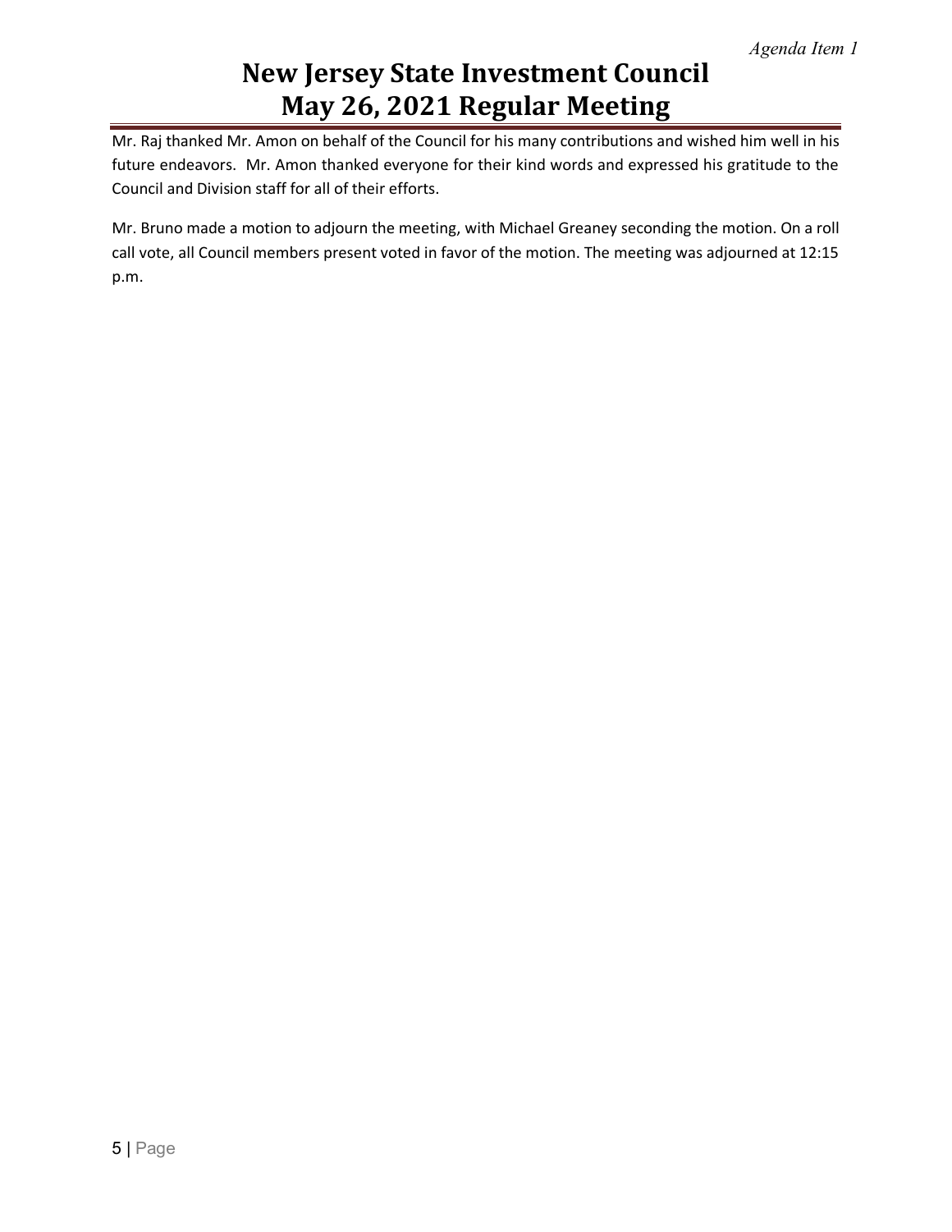Mr. Raj thanked Mr. Amon on behalf of the Council for his many contributions and wished him well in his future endeavors. Mr. Amon thanked everyone for their kind words and expressed his gratitude to the Council and Division staff for all of their efforts.

Mr. Bruno made a motion to adjourn the meeting, with Michael Greaney seconding the motion. On a roll call vote, all Council members present voted in favor of the motion. The meeting was adjourned at 12:15 p.m.